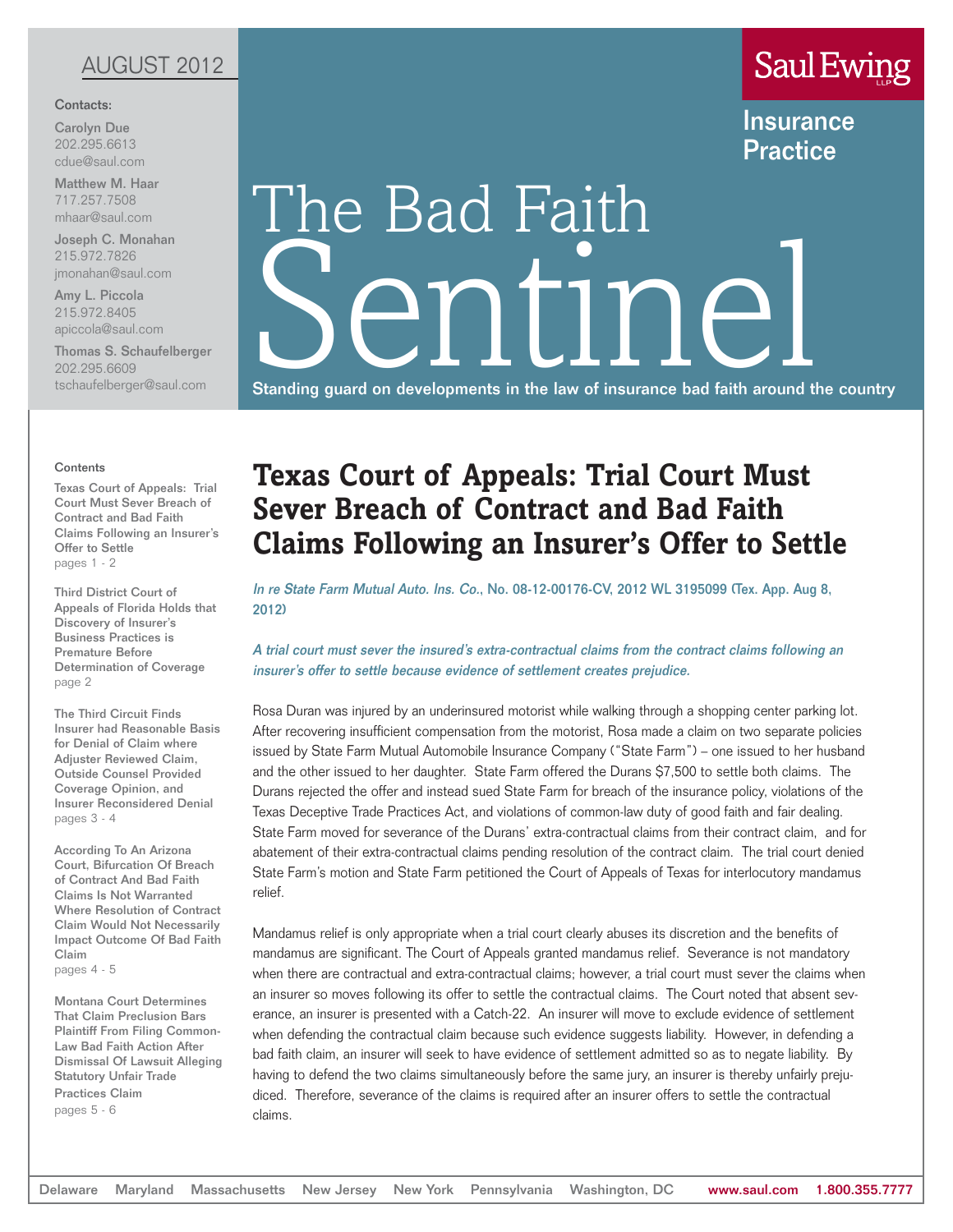AUGUST 2012

Saul Ewing

Insurance Practice

# The Bad Faith Sentinel

Standing guard on developments in the law of insurance bad faith around the country

**Contacts:**

**Carolyn Due**
202.295.6613
cdue@saul.com

**Matthew M. Haar**
717.257.7508
mhaar@saul.com

**Joseph C. Monahan**
215.972.7826
jmonahan@saul.com

**Amy L. Piccola**
215.972.8405
apiccola@saul.com

**Thomas S. Schaufelberger**
202.295.6609
tschaufelberger@saul.com

**Contents**

- Texas Court of Appeals: Trial Court Must Sever Breach of Contract and Bad Faith Claims Following an Insurer's Offer to Settle — pages 1 - 2
- Third District Court of Appeals of Florida Holds that Discovery of Insurer's Business Practices is Premature Before Determination of Coverage — page 2
- The Third Circuit Finds Insurer had Reasonable Basis for Denial of Claim where Adjuster Reviewed Claim, Outside Counsel Provided Coverage Opinion, and Insurer Reconsidered Denial — pages 3 - 4
- According To An Arizona Court, Bifurcation Of Breach of Contract And Bad Faith Claims Is Not Warranted Where Resolution of Contract Claim Would Not Necessarily Impact Outcome Of Bad Faith Claim — pages 4 - 5
- Montana Court Determines That Claim Preclusion Bars Plaintiff From Filing Common-Law Bad Faith Action After Dismissal Of Lawsuit Alleging Statutory Unfair Trade Practices Claim — pages 5 - 6

## Texas Court of Appeals: Trial Court Must Sever Breach of Contract and Bad Faith Claims Following an Insurer's Offer to Settle

*In re State Farm Mutual Auto. Ins. Co.*, No. 08-12-00176-CV, 2012 WL 3195099 (Tex. App. Aug 8, 2012)

*A trial court must sever the insured's extra-contractual claims from the contract claims following an insurer's offer to settle because evidence of settlement creates prejudice.*

Rosa Duran was injured by an underinsured motorist while walking through a shopping center parking lot. After recovering insufficient compensation from the motorist, Rosa made a claim on two separate policies issued by State Farm Mutual Automobile Insurance Company ("State Farm") – one issued to her husband and the other issued to her daughter. State Farm offered the Durans $7,500 to settle both claims. The Durans rejected the offer and instead sued State Farm for breach of the insurance policy, violations of the Texas Deceptive Trade Practices Act, and violations of common-law duty of good faith and fair dealing. State Farm moved for severance of the Durans' extra-contractual claims from their contract claim, and for abatement of their extra-contractual claims pending resolution of the contract claim. The trial court denied State Farm's motion and State Farm petitioned the Court of Appeals of Texas for interlocutory mandamus relief.

Mandamus relief is only appropriate when a trial court clearly abuses its discretion and the benefits of mandamus are significant. The Court of Appeals granted mandamus relief. Severance is not mandatory when there are contractual and extra-contractual claims; however, a trial court must sever the claims when an insurer so moves following its offer to settle the contractual claims. The Court noted that absent severance, an insurer is presented with a Catch-22. An insurer will move to exclude evidence of settlement when defending the contractual claim because such evidence suggests liability. However, in defending a bad faith claim, an insurer will seek to have evidence of settlement admitted so as to negate liability. By having to defend the two claims simultaneously before the same jury, an insurer is thereby unfairly prejudiced. Therefore, severance of the claims is required after an insurer offers to settle the contractual claims.

Delaware Maryland Massachusetts New Jersey New York Pennsylvania Washington, DC www.saul.com 1.800.355.7777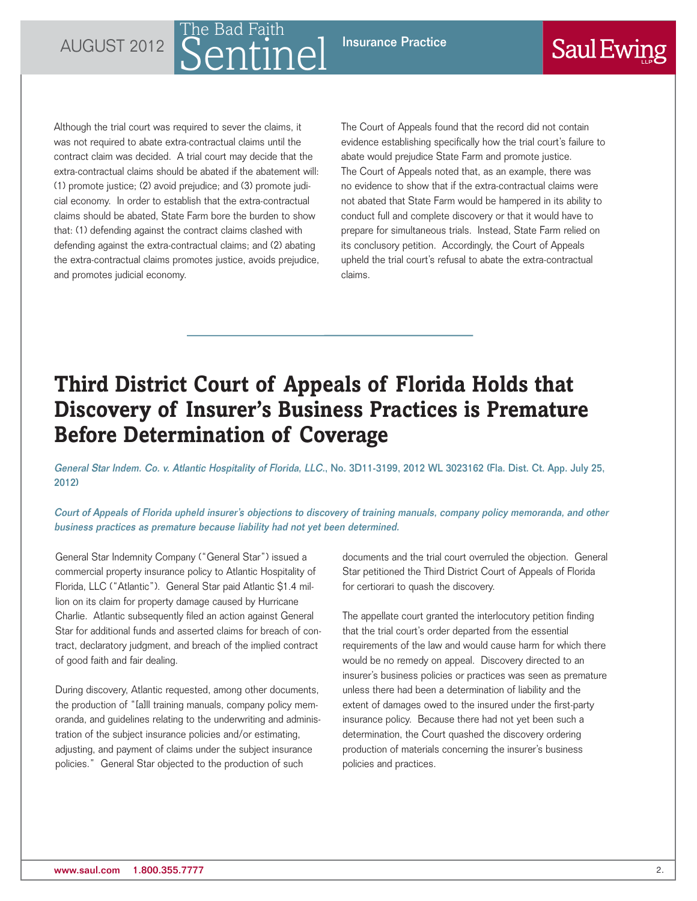Although the trial court was required to sever the claims, it was not required to abate extra-contractual claims until the contract claim was decided. A trial court may decide that the extra-contractual claims should be abated if the abatement will: (1) promote justice; (2) avoid prejudice; and (3) promote judicial economy. In order to establish that the extra-contractual claims should be abated, State Farm bore the burden to show that: (1) defending against the contract claims clashed with defending against the extra-contractual claims; and (2) abating the extra-contractual claims promotes justice, avoids prejudice, and promotes judicial economy.

The Court of Appeals found that the record did not contain evidence establishing specifically how the trial court's failure to abate would prejudice State Farm and promote justice. The Court of Appeals noted that, as an example, there was no evidence to show that if the extra-contractual claims were not abated that State Farm would be hampered in its ability to conduct full and complete discovery or that it would have to prepare for simultaneous trials. Instead, State Farm relied on its conclusory petition. Accordingly, the Court of Appeals upheld the trial court's refusal to abate the extra-contractual claims.

## Third District Court of Appeals of Florida Holds that Discovery of Insurer's Business Practices is Premature Before Determination of Coverage

*General Star Indem. Co. v. Atlantic Hospitality of Florida, LLC.*, No. 3D11-3199, 2012 WL 3023162 (Fla. Dist. Ct. App. July 25, 2012)

*Court of Appeals of Florida upheld insurer's objections to discovery of training manuals, company policy memoranda, and other business practices as premature because liability had not yet been determined.*

General Star Indemnity Company ("General Star") issued a commercial property insurance policy to Atlantic Hospitality of Florida, LLC ("Atlantic"). General Star paid Atlantic $1.4 million on its claim for property damage caused by Hurricane Charlie. Atlantic subsequently filed an action against General Star for additional funds and asserted claims for breach of contract, declaratory judgment, and breach of the implied contract of good faith and fair dealing.

During discovery, Atlantic requested, among other documents, the production of "[a]ll training manuals, company policy memoranda, and guidelines relating to the underwriting and administration of the subject insurance policies and/or estimating, adjusting, and payment of claims under the subject insurance policies." General Star objected to the production of such documents and the trial court overruled the objection. General Star petitioned the Third District Court of Appeals of Florida for certiorari to quash the discovery.

The appellate court granted the interlocutory petition finding that the trial court's order departed from the essential requirements of the law and would cause harm for which there would be no remedy on appeal. Discovery directed to an insurer's business policies or practices was seen as premature unless there had been a determination of liability and the extent of damages owed to the insured under the first-party insurance policy. Because there had not yet been such a determination, the Court quashed the discovery ordering production of materials concerning the insurer's business policies and practices.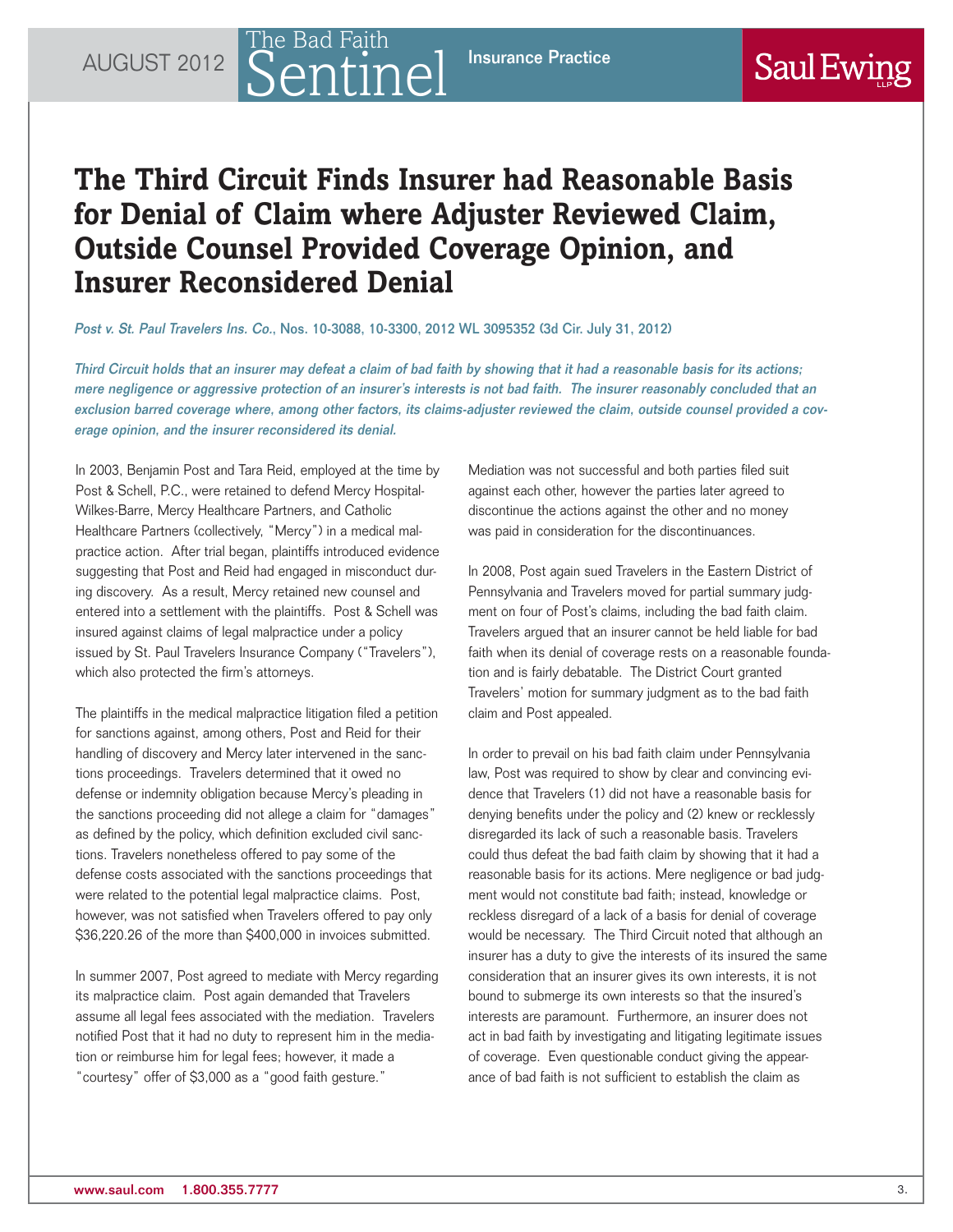# The Third Circuit Finds Insurer had Reasonable Basis for Denial of Claim where Adjuster Reviewed Claim, Outside Counsel Provided Coverage Opinion, and Insurer Reconsidered Denial

*Post v. St. Paul Travelers Ins. Co.*, Nos. 10-3088, 10-3300, 2012 WL 3095352 (3d Cir. July 31, 2012)

*Third Circuit holds that an insurer may defeat a claim of bad faith by showing that it had a reasonable basis for its actions; mere negligence or aggressive protection of an insurer's interests is not bad faith. The insurer reasonably concluded that an exclusion barred coverage where, among other factors, its claims-adjuster reviewed the claim, outside counsel provided a coverage opinion, and the insurer reconsidered its denial.*

In 2003, Benjamin Post and Tara Reid, employed at the time by Post & Schell, P.C., were retained to defend Mercy Hospital-Wilkes-Barre, Mercy Healthcare Partners, and Catholic Healthcare Partners (collectively, "Mercy") in a medical malpractice action. After trial began, plaintiffs introduced evidence suggesting that Post and Reid had engaged in misconduct during discovery. As a result, Mercy retained new counsel and entered into a settlement with the plaintiffs. Post & Schell was insured against claims of legal malpractice under a policy issued by St. Paul Travelers Insurance Company ("Travelers"), which also protected the firm's attorneys.

The plaintiffs in the medical malpractice litigation filed a petition for sanctions against, among others, Post and Reid for their handling of discovery and Mercy later intervened in the sanctions proceedings. Travelers determined that it owed no defense or indemnity obligation because Mercy's pleading in the sanctions proceeding did not allege a claim for "damages" as defined by the policy, which definition excluded civil sanctions. Travelers nonetheless offered to pay some of the defense costs associated with the sanctions proceedings that were related to the potential legal malpractice claims. Post, however, was not satisfied when Travelers offered to pay only $36,220.26 of the more than $400,000 in invoices submitted.

In summer 2007, Post agreed to mediate with Mercy regarding its malpractice claim. Post again demanded that Travelers assume all legal fees associated with the mediation. Travelers notified Post that it had no duty to represent him in the mediation or reimburse him for legal fees; however, it made a "courtesy" offer of $3,000 as a "good faith gesture."

Mediation was not successful and both parties filed suit against each other, however the parties later agreed to discontinue the actions against the other and no money was paid in consideration for the discontinuances.

In 2008, Post again sued Travelers in the Eastern District of Pennsylvania and Travelers moved for partial summary judgment on four of Post's claims, including the bad faith claim. Travelers argued that an insurer cannot be held liable for bad faith when its denial of coverage rests on a reasonable foundation and is fairly debatable. The District Court granted Travelers' motion for summary judgment as to the bad faith claim and Post appealed.

In order to prevail on his bad faith claim under Pennsylvania law, Post was required to show by clear and convincing evidence that Travelers (1) did not have a reasonable basis for denying benefits under the policy and (2) knew or recklessly disregarded its lack of such a reasonable basis. Travelers could thus defeat the bad faith claim by showing that it had a reasonable basis for its actions. Mere negligence or bad judgment would not constitute bad faith; instead, knowledge or reckless disregard of a lack of a basis for denial of coverage would be necessary. The Third Circuit noted that although an insurer has a duty to give the interests of its insured the same consideration that an insurer gives its own interests, it is not bound to submerge its own interests so that the insured's interests are paramount. Furthermore, an insurer does not act in bad faith by investigating and litigating legitimate issues of coverage. Even questionable conduct giving the appearance of bad faith is not sufficient to establish the claim as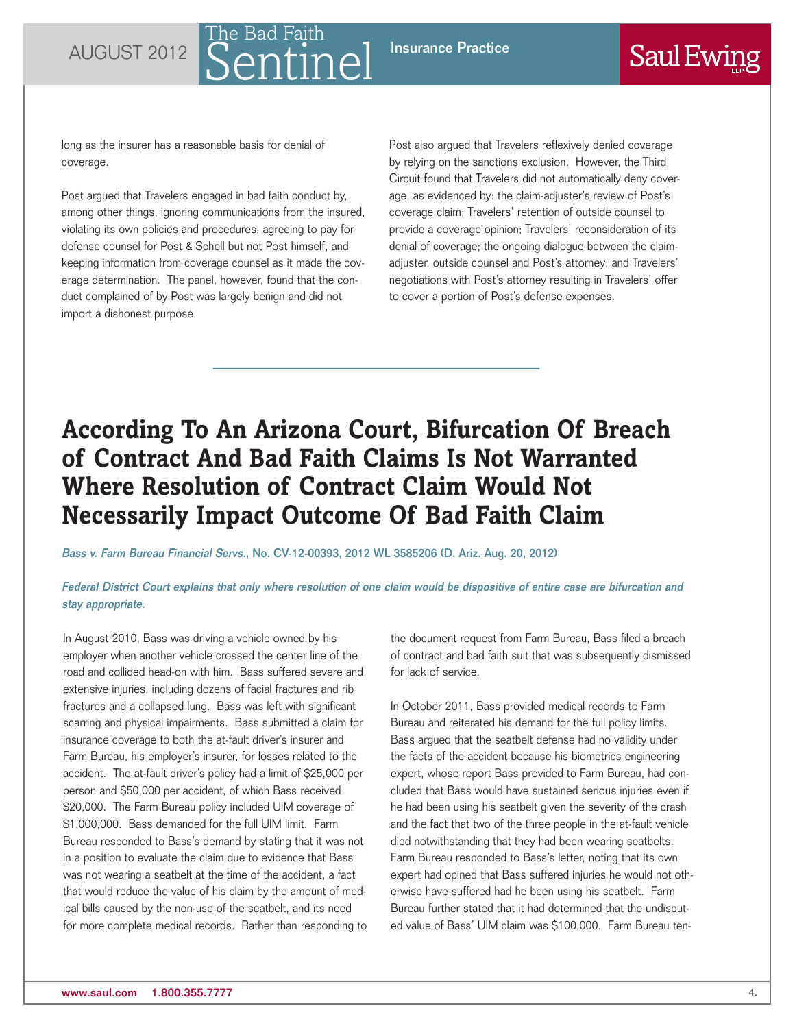long as the insurer has a reasonable basis for denial of coverage.

Post argued that Travelers engaged in bad faith conduct by, among other things, ignoring communications from the insured, violating its own policies and procedures, agreeing to pay for defense counsel for Post & Schell but not Post himself, and keeping information from coverage counsel as it made the coverage determination. The panel, however, found that the conduct complained of by Post was largely benign and did not import a dishonest purpose.

Post also argued that Travelers reflexively denied coverage by relying on the sanctions exclusion. However, the Third Circuit found that Travelers did not automatically deny coverage, as evidenced by: the claim-adjuster's review of Post's coverage claim; Travelers' retention of outside counsel to provide a coverage opinion; Travelers' reconsideration of its denial of coverage; the ongoing dialogue between the claim-adjuster, outside counsel and Post's attorney; and Travelers' negotiations with Post's attorney resulting in Travelers' offer to cover a portion of Post's defense expenses.

---

# According To An Arizona Court, Bifurcation Of Breach of Contract And Bad Faith Claims Is Not Warranted Where Resolution of Contract Claim Would Not Necessarily Impact Outcome Of Bad Faith Claim

*Bass v. Farm Bureau Financial Servs.*, No. CV-12-00393, 2012 WL 3585206 (D. Ariz. Aug. 20, 2012)

*Federal District Court explains that only where resolution of one claim would be dispositive of entire case are bifurcation and stay appropriate.*

In August 2010, Bass was driving a vehicle owned by his employer when another vehicle crossed the center line of the road and collided head-on with him. Bass suffered severe and extensive injuries, including dozens of facial fractures and rib fractures and a collapsed lung. Bass was left with significant scarring and physical impairments. Bass submitted a claim for insurance coverage to both the at-fault driver's insurer and Farm Bureau, his employer's insurer, for losses related to the accident. The at-fault driver's policy had a limit of $25,000 per person and $50,000 per accident, of which Bass received $20,000. The Farm Bureau policy included UIM coverage of $1,000,000. Bass demanded for the full UIM limit. Farm Bureau responded to Bass's demand by stating that it was not in a position to evaluate the claim due to evidence that Bass was not wearing a seatbelt at the time of the accident, a fact that would reduce the value of his claim by the amount of medical bills caused by the non-use of the seatbelt, and its need for more complete medical records. Rather than responding to the document request from Farm Bureau, Bass filed a breach of contract and bad faith suit that was subsequently dismissed for lack of service.

In October 2011, Bass provided medical records to Farm Bureau and reiterated his demand for the full policy limits. Bass argued that the seatbelt defense had no validity under the facts of the accident because his biometrics engineering expert, whose report Bass provided to Farm Bureau, had concluded that Bass would have sustained serious injuries even if he had been using his seatbelt given the severity of the crash and the fact that two of the three people in the at-fault vehicle died notwithstanding that they had been wearing seatbelts. Farm Bureau responded to Bass's letter, noting that its own expert had opined that Bass suffered injuries he would not otherwise have suffered had he been using his seatbelt. Farm Bureau further stated that it had determined that the undisputed value of Bass' UIM claim was $100,000. Farm Bureau ten-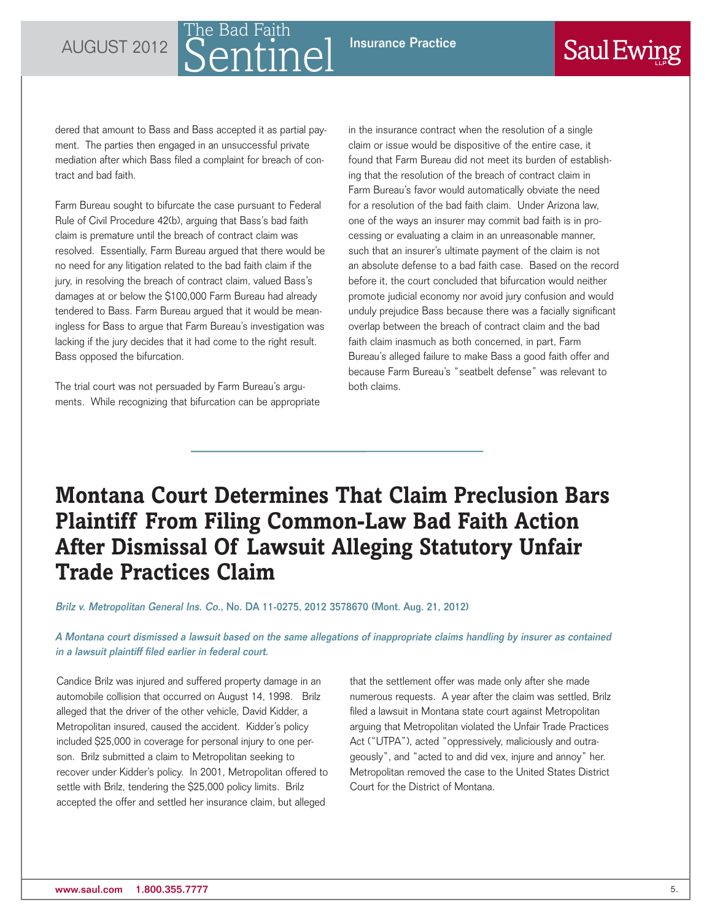dered that amount to Bass and Bass accepted it as partial payment. The parties then engaged in an unsuccessful private mediation after which Bass filed a complaint for breach of contract and bad faith.

Farm Bureau sought to bifurcate the case pursuant to Federal Rule of Civil Procedure 42(b), arguing that Bass's bad faith claim is premature until the breach of contract claim was resolved. Essentially, Farm Bureau argued that there would be no need for any litigation related to the bad faith claim if the jury, in resolving the breach of contract claim, valued Bass's damages at or below the $100,000 Farm Bureau had already tendered to Bass. Farm Bureau argued that it would be meaningless for Bass to argue that Farm Bureau's investigation was lacking if the jury decides that it had come to the right result. Bass opposed the bifurcation.

The trial court was not persuaded by Farm Bureau's arguments. While recognizing that bifurcation can be appropriate in the insurance contract when the resolution of a single claim or issue would be dispositive of the entire case, it found that Farm Bureau did not meet its burden of establishing that the resolution of the breach of contract claim in Farm Bureau's favor would automatically obviate the need for a resolution of the bad faith claim. Under Arizona law, one of the ways an insurer may commit bad faith is in processing or evaluating a claim in an unreasonable manner, such that an insurer's ultimate payment of the claim is not an absolute defense to a bad faith case. Based on the record before it, the court concluded that bifurcation would neither promote judicial economy nor avoid jury confusion and would unduly prejudice Bass because there was a facially significant overlap between the breach of contract claim and the bad faith claim inasmuch as both concerned, in part, Farm Bureau's alleged failure to make Bass a good faith offer and because Farm Bureau's "seatbelt defense" was relevant to both claims.

## Montana Court Determines That Claim Preclusion Bars Plaintiff From Filing Common-Law Bad Faith Action After Dismissal Of Lawsuit Alleging Statutory Unfair Trade Practices Claim

***Brilz v. Metropolitan General Ins. Co.*, No. DA 11-0275, 2012 3578670 (Mont. Aug. 21, 2012)**

***A Montana court dismissed a lawsuit based on the same allegations of inappropriate claims handling by insurer as contained in a lawsuit plaintiff filed earlier in federal court.***

Candice Brilz was injured and suffered property damage in an automobile collision that occurred on August 14, 1998. Brilz alleged that the driver of the other vehicle, David Kidder, a Metropolitan insured, caused the accident. Kidder's policy included $25,000 in coverage for personal injury to one person. Brilz submitted a claim to Metropolitan seeking to recover under Kidder's policy. In 2001, Metropolitan offered to settle with Brilz, tendering the $25,000 policy limits. Brilz accepted the offer and settled her insurance claim, but alleged that the settlement offer was made only after she made numerous requests. A year after the claim was settled, Brilz filed a lawsuit in Montana state court against Metropolitan arguing that Metropolitan violated the Unfair Trade Practices Act ("UTPA"), acted "oppressively, maliciously and outrageously", and "acted to and did vex, injure and annoy" her. Metropolitan removed the case to the United States District Court for the District of Montana.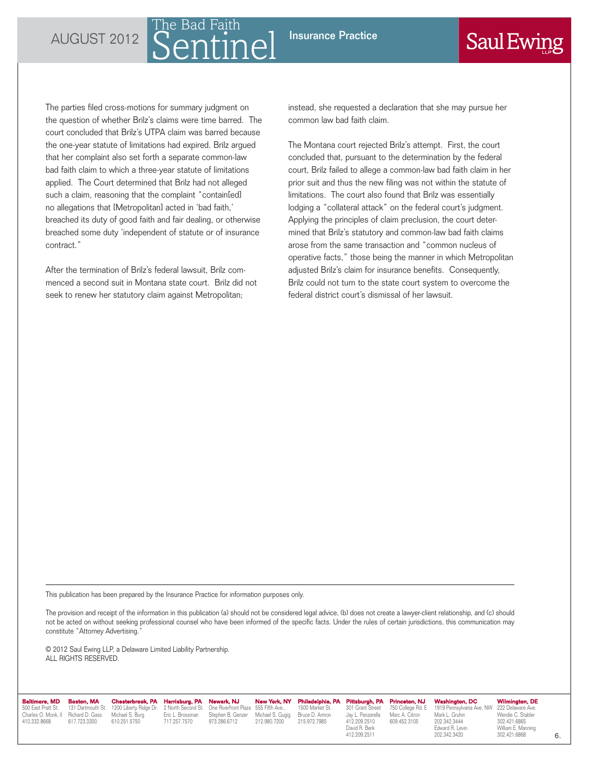The parties filed cross-motions for summary judgment on the question of whether Brilz's claims were time barred. The court concluded that Brilz's UTPA claim was barred because the one-year statute of limitations had expired. Brilz argued that her complaint also set forth a separate common-law bad faith claim to which a three-year statute of limitations applied. The Court determined that Brilz had not alleged such a claim, reasoning that the complaint "contain[ed] no allegations that [Metropolitan] acted in 'bad faith,' breached its duty of good faith and fair dealing, or otherwise breached some duty 'independent of statute or of insurance contract.'"

After the termination of Brilz's federal lawsuit, Brilz commenced a second suit in Montana state court. Brilz did not seek to renew her statutory claim against Metropolitan; instead, she requested a declaration that she may pursue her common law bad faith claim.

The Montana court rejected Brilz's attempt. First, the court concluded that, pursuant to the determination by the federal court, Brilz failed to allege a common-law bad faith claim in her prior suit and thus the new filing was not within the statute of limitations. The court also found that Brilz was essentially lodging a "collateral attack" on the federal court's judgment. Applying the principles of claim preclusion, the court determined that Brilz's statutory and common-law bad faith claims arose from the same transaction and "common nucleus of operative facts," those being the manner in which Metropolitan adjusted Brilz's claim for insurance benefits. Consequently, Brilz could not turn to the state court system to overcome the federal district court's dismissal of her lawsuit.

---

This publication has been prepared by the Insurance Practice for information purposes only.

The provision and receipt of the information in this publication (a) should not be considered legal advice, (b) does not create a lawyer-client relationship, and (c) should not be acted on without seeking professional counsel who have been informed of the specific facts. Under the rules of certain jurisdictions, this communication may constitute "Attorney Advertising."

© 2012 Saul Ewing LLP, a Delaware Limited Liability Partnership.
ALL RIGHTS RESERVED.

| Baltimore, MD | Boston, MA | Chesterbrook, PA | Harrisburg, PA | Newark, NJ | New York, NY | Philadelphia, PA | Pittsburgh, PA | Princeton, NJ | Washington, DC | Wilmington, DE |
|---|---|---|---|---|---|---|---|---|---|---|
| 500 East Pratt St. | 131 Dartmouth St. | 1200 Liberty Ridge Dr. | 2 North Second St. | One Riverfront Plaza | 555 Fifth Ave., | 1500 Market St. | 301 Grant Street | 750 College Rd. E | 1919 Pennsylvania Ave, NW | 222 Delaware Ave. |
| Charles O. Monk, II | Richard D. Gass | Michael S. Burg | Eric L. Brossman | Stephen B. Genzer | Michael S. Gugig | Bruce D. Armon | Jay L. Panzarella | Marc A. Citron | Mark L. Gruhin | Wendie C. Stabler |
| 410.332.8668 | 617.723.3300 | 610.251.5750 | 717.257.7570 | 973.286.6712 | 212.980.7200 | 215.972.7985 | 412.209.2510 | 609.452.3105 | 202.342.3444 | 302.421.6865 |
| | | | | | | | David R. Berk | | Edward R. Levin | William E. Manning |
| | | | | | | | 412.209.2511 | | 202.342.3420 | 302.421.6868 |